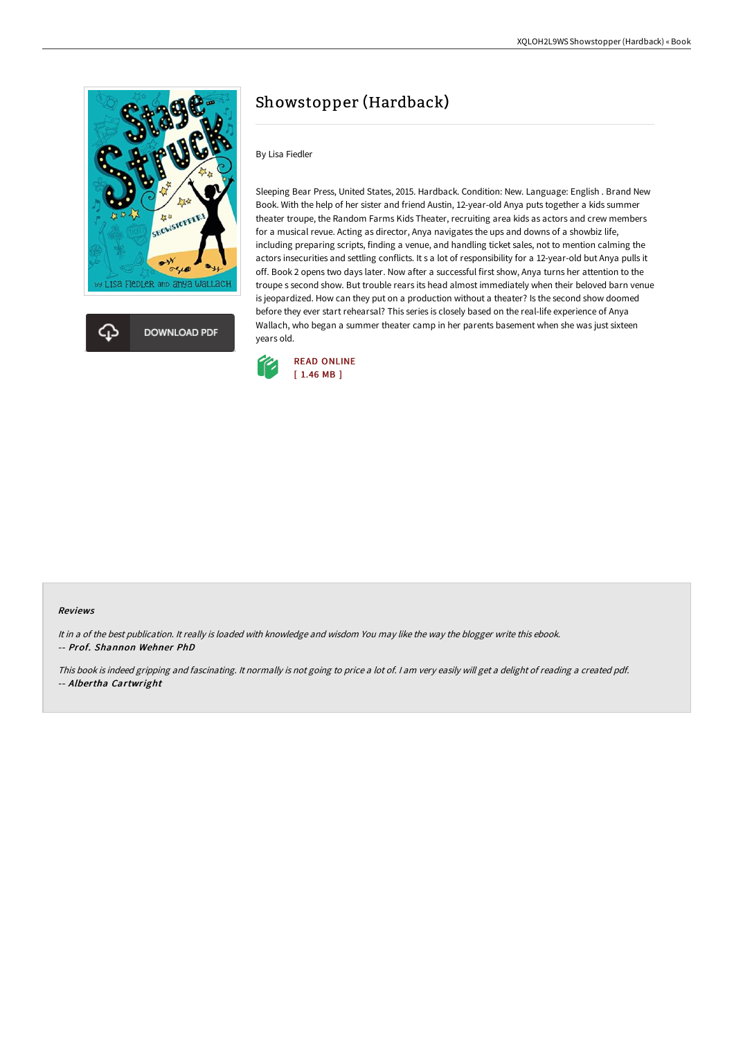# Showstopper (Hardback)

By Lisa Fiedler

Sleeping Bear Press, United States, 2015. Hardback. Condition: New. Language: English . Brand New Book. With the help of her sister and friend Austin, 12-year-old Anya puts together a kids summer theater troupe, the Random Farms Kids Theater, recruiting area kids as actors and crew members for a musical revue. Acting as director, Anya navigates the ups and downs of a showbiz life, including preparing scripts, finding a venue, and handling ticket sales, not to mention calming the actors insecurities and settling conflicts. It s a lot of responsibility for a 12-year-old but Anya pulls it off. Book 2 opens two days later. Now after a successful first show, Anya turns her attention to the troupe s second show. But trouble rears its head almost immediately when their beloved barn venue is jeopardized. How can they put on a production without a theater? Is the second show doomed before they ever start rehearsal? This series is closely based on the real-life experience of Anya Wallach, who began a summer theater camp in her parents basement when she was just sixteen years old.

DOWNLOAD PDF

READ ONLINE
[ 1.46 MB ]

#### Reviews

*It in a of the best publication. It really is loaded with knowledge and wisdom You may like the way the blogger write this ebook.*
-- ***Prof. Shannon Wehner PhD***

*This book is indeed gripping and fascinating. It normally is not going to price a lot of. I am very easily will get a delight of reading a created pdf.*
-- ***Albertha Cartwright***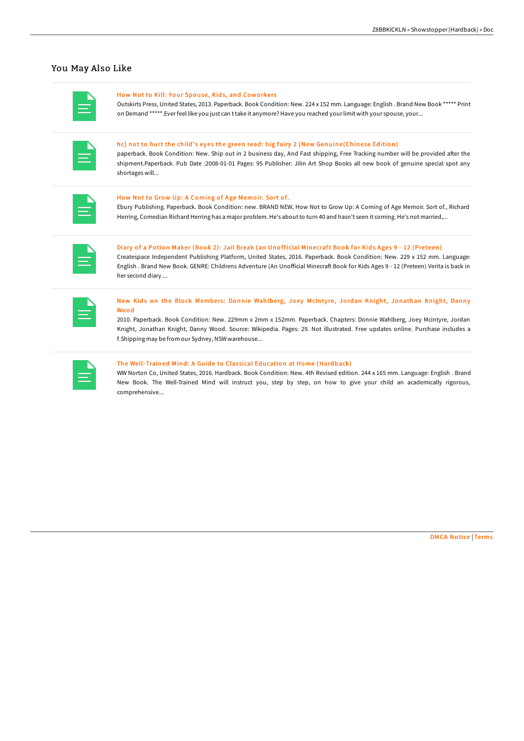## You May Also Like

### How Not to Kill: Your Spouse, Kids, and Coworkers

Outskirts Press, United States, 2013. Paperback. Book Condition: New. 224 x 152 mm. Language: English . Brand New Book ***** Print on Demand *****.Ever feel like you just can t take it anymore? Have you reached your limit with your spouse, your...

### hc] not to hurt the child's eyes the green read: big fairy 2 [New Genuine(Chinese Edition)

paperback. Book Condition: New. Ship out in 2 business day, And Fast shipping, Free Tracking number will be provided after the shipment.Paperback. Pub Date :2008-01-01 Pages: 95 Publisher: Jilin Art Shop Books all new book of genuine special spot any shortages will...

### How Not to Grow Up: A Coming of Age Memoir. Sort of.

Ebury Publishing. Paperback. Book Condition: new. BRAND NEW, How Not to Grow Up: A Coming of Age Memoir. Sort of., Richard Herring, Comedian Richard Herring has a major problem. He's about to turn 40 and hasn't seen it coming. He's not married,...

### Diary of a Potion Maker (Book 2): Jail Break (an Unofficial Minecraft Book for Kids Ages 9 - 12 (Preteen)

Createspace Independent Publishing Platform, United States, 2016. Paperback. Book Condition: New. 229 x 152 mm. Language: English . Brand New Book. GENRE: Childrens Adventure (An Unofficial Minecraft Book for Kids Ages 9 - 12 (Preteen) Verita is back in her second diary....

### New Kids on the Block Members: Donnie Wahlberg, Joey McIntyre, Jordan Knight, Jonathan Knight, Danny Wood

2010. Paperback. Book Condition: New. 229mm x 2mm x 152mm. Paperback. Chapters: Donnie Wahlberg, Joey Mcintyre, Jordan Knight, Jonathan Knight, Danny Wood. Source: Wikipedia. Pages: 29. Not illustrated. Free updates online. Purchase includes a f.Shipping may be from our Sydney, NSW warehouse...

### The Well-Trained Mind: A Guide to Classical Education at Home (Hardback)

WW Norton Co, United States, 2016. Hardback. Book Condition: New. 4th Revised edition. 244 x 165 mm. Language: English . Brand New Book. The Well-Trained Mind will instruct you, step by step, on how to give your child an academically rigorous, comprehensive...